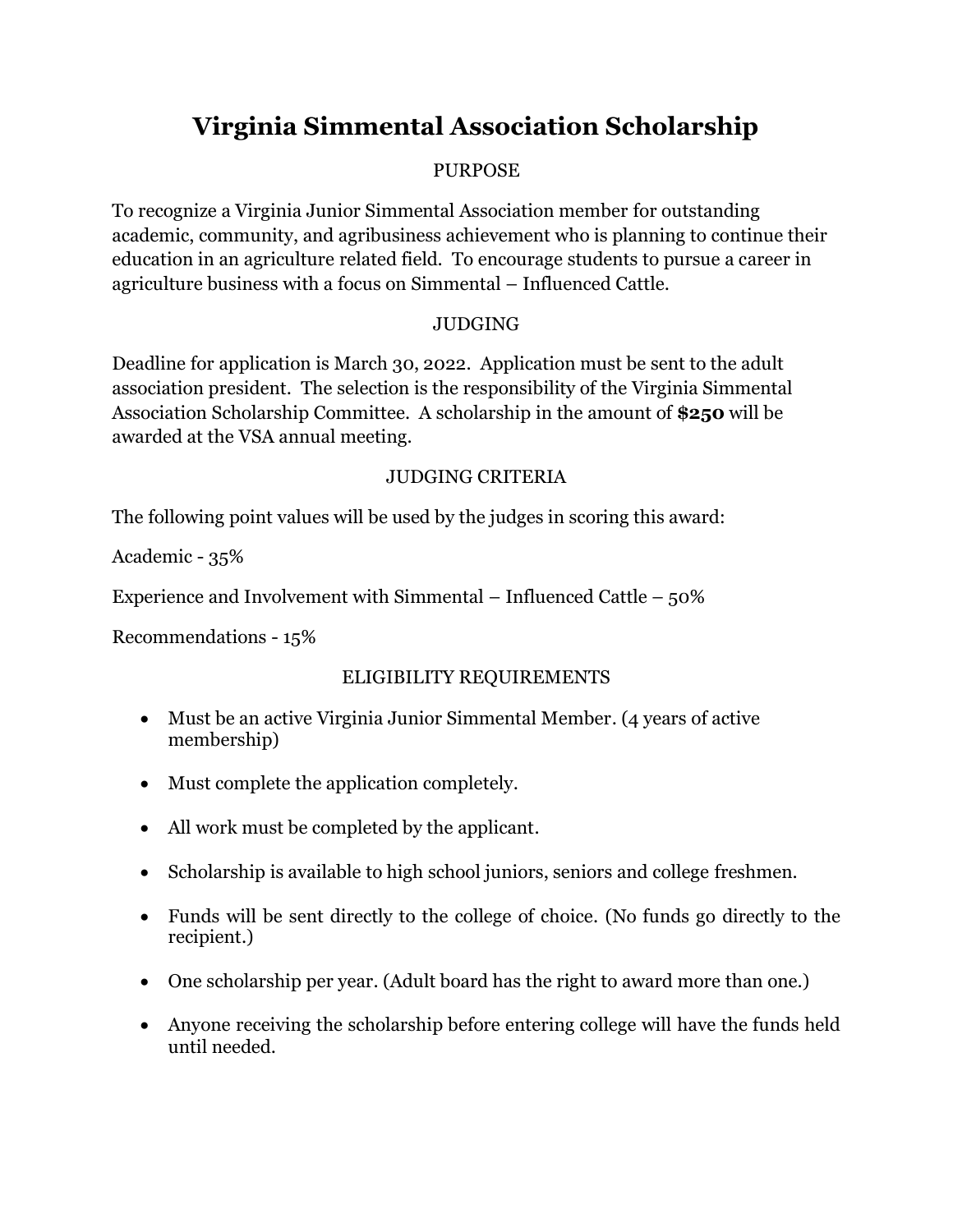# Virginia Simmental Association Scholarship

## PURPOSE

To recognize a Virginia Junior Simmental Association member for outstanding academic, community, and agribusiness achievement who is planning to continue their education in an agriculture related field. To encourage students to pursue a career in agriculture business with a focus on Simmental – Influenced Cattle.

## JUDGING

Deadline for application is March 30, 2022. Application must be sent to the adult association president. The selection is the responsibility of the Virginia Simmental Association Scholarship Committee. A scholarship in the amount of **$250** will be awarded at the VSA annual meeting.

## JUDGING CRITERIA

The following point values will be used by the judges in scoring this award:

Academic - 35%

Experience and Involvement with Simmental – Influenced Cattle – 50%

Recommendations - 15%

## ELIGIBILITY REQUIREMENTS

- Must be an active Virginia Junior Simmental Member. (4 years of active membership)
- Must complete the application completely.
- All work must be completed by the applicant.
- Scholarship is available to high school juniors, seniors and college freshmen.
- Funds will be sent directly to the college of choice. (No funds go directly to the recipient.)
- One scholarship per year. (Adult board has the right to award more than one.)
- Anyone receiving the scholarship before entering college will have the funds held until needed.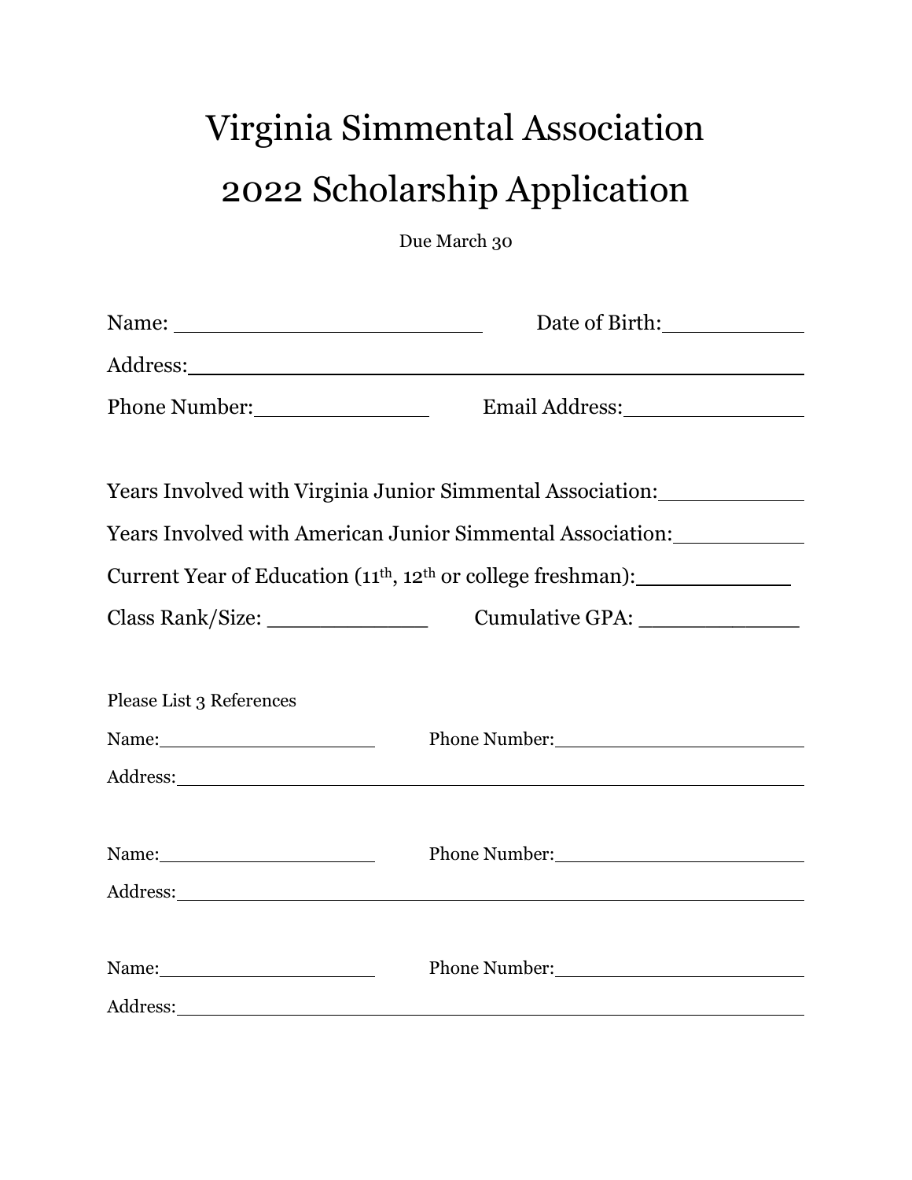# Virginia Simmental Association

# 2022 Scholarship Application

Due March 30

Name: ____________________ Date of Birth: __________

Address: ________________________________________

Phone Number: ____________ Email Address: ____________

Years Involved with Virginia Junior Simmental Association: __________

Years Involved with American Junior Simmental Association: __________

Current Year of Education (11th, 12th or college freshman): __________

Class Rank/Size: ____________ Cumulative GPA: ____________

Please List 3 References

Name: ________________ Phone Number: ________________

Address: ________________________________________

Name: ________________ Phone Number: ________________

Address: ________________________________________

Name: ________________ Phone Number: ________________

Address: ________________________________________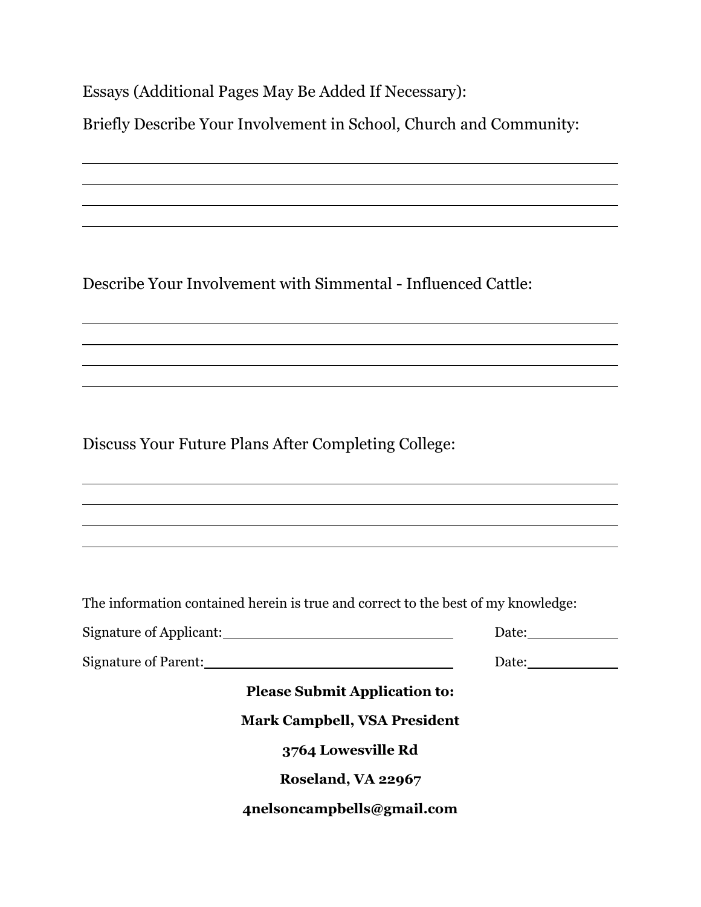Essays (Additional Pages May Be Added If Necessary):

Briefly Describe Your Involvement in School, Church and Community:

\_\_\_\_\_\_\_\_\_\_\_\_\_\_\_\_\_\_\_\_\_\_\_\_\_\_\_\_\_\_\_\_\_\_\_\_\_\_\_\_\_\_\_\_\_\_\_\_\_\_\_\_\_\_\_\_\_\_\_\_\_\_\_\_

\_\_\_\_\_\_\_\_\_\_\_\_\_\_\_\_\_\_\_\_\_\_\_\_\_\_\_\_\_\_\_\_\_\_\_\_\_\_\_\_\_\_\_\_\_\_\_\_\_\_\_\_\_\_\_\_\_\_\_\_\_\_\_\_

\_\_\_\_\_\_\_\_\_\_\_\_\_\_\_\_\_\_\_\_\_\_\_\_\_\_\_\_\_\_\_\_\_\_\_\_\_\_\_\_\_\_\_\_\_\_\_\_\_\_\_\_\_\_\_\_\_\_\_\_\_\_\_\_

\_\_\_\_\_\_\_\_\_\_\_\_\_\_\_\_\_\_\_\_\_\_\_\_\_\_\_\_\_\_\_\_\_\_\_\_\_\_\_\_\_\_\_\_\_\_\_\_\_\_\_\_\_\_\_\_\_\_\_\_\_\_\_\_

Describe Your Involvement with Simmental - Influenced Cattle:

\_\_\_\_\_\_\_\_\_\_\_\_\_\_\_\_\_\_\_\_\_\_\_\_\_\_\_\_\_\_\_\_\_\_\_\_\_\_\_\_\_\_\_\_\_\_\_\_\_\_\_\_\_\_\_\_\_\_\_\_\_\_\_\_

\_\_\_\_\_\_\_\_\_\_\_\_\_\_\_\_\_\_\_\_\_\_\_\_\_\_\_\_\_\_\_\_\_\_\_\_\_\_\_\_\_\_\_\_\_\_\_\_\_\_\_\_\_\_\_\_\_\_\_\_\_\_\_\_

\_\_\_\_\_\_\_\_\_\_\_\_\_\_\_\_\_\_\_\_\_\_\_\_\_\_\_\_\_\_\_\_\_\_\_\_\_\_\_\_\_\_\_\_\_\_\_\_\_\_\_\_\_\_\_\_\_\_\_\_\_\_\_\_

\_\_\_\_\_\_\_\_\_\_\_\_\_\_\_\_\_\_\_\_\_\_\_\_\_\_\_\_\_\_\_\_\_\_\_\_\_\_\_\_\_\_\_\_\_\_\_\_\_\_\_\_\_\_\_\_\_\_\_\_\_\_\_\_

Discuss Your Future Plans After Completing College:

\_\_\_\_\_\_\_\_\_\_\_\_\_\_\_\_\_\_\_\_\_\_\_\_\_\_\_\_\_\_\_\_\_\_\_\_\_\_\_\_\_\_\_\_\_\_\_\_\_\_\_\_\_\_\_\_\_\_\_\_\_\_\_\_

\_\_\_\_\_\_\_\_\_\_\_\_\_\_\_\_\_\_\_\_\_\_\_\_\_\_\_\_\_\_\_\_\_\_\_\_\_\_\_\_\_\_\_\_\_\_\_\_\_\_\_\_\_\_\_\_\_\_\_\_\_\_\_\_

\_\_\_\_\_\_\_\_\_\_\_\_\_\_\_\_\_\_\_\_\_\_\_\_\_\_\_\_\_\_\_\_\_\_\_\_\_\_\_\_\_\_\_\_\_\_\_\_\_\_\_\_\_\_\_\_\_\_\_\_\_\_\_\_

\_\_\_\_\_\_\_\_\_\_\_\_\_\_\_\_\_\_\_\_\_\_\_\_\_\_\_\_\_\_\_\_\_\_\_\_\_\_\_\_\_\_\_\_\_\_\_\_\_\_\_\_\_\_\_\_\_\_\_\_\_\_\_\_

The information contained herein is true and correct to the best of my knowledge:

Signature of Applicant: \_\_\_\_\_\_\_\_\_\_\_\_\_\_\_\_\_\_\_\_\_\_\_\_\_\_\_\_ Date: \_\_\_\_\_\_\_\_\_\_\_\_

Signature of Parent: \_\_\_\_\_\_\_\_\_\_\_\_\_\_\_\_\_\_\_\_\_\_\_\_\_\_\_\_ Date: \_\_\_\_\_\_\_\_\_\_\_\_

**Please Submit Application to:**

**Mark Campbell, VSA President**

**3764 Lowesville Rd**

**Roseland, VA 22967**

**4nelsoncampbells@gmail.com**